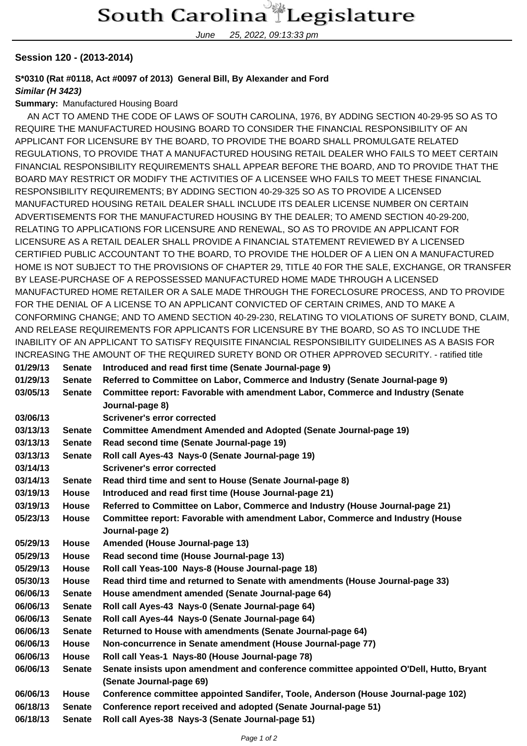# South Carolina Legislature

June 25, 2022, 09:13:33 pm

**Session 120 - (2013-2014)**

**S*0310 (Rat #0118, Act #0097 of 2013) General Bill, By Alexander and Ford**
***Similar (H 3423)***

**Summary:** Manufactured Housing Board

AN ACT TO AMEND THE CODE OF LAWS OF SOUTH CAROLINA, 1976, BY ADDING SECTION 40-29-95 SO AS TO REQUIRE THE MANUFACTURED HOUSING BOARD TO CONSIDER THE FINANCIAL RESPONSIBILITY OF AN APPLICANT FOR LICENSURE BY THE BOARD, TO PROVIDE THE BOARD SHALL PROMULGATE RELATED REGULATIONS, TO PROVIDE THAT A MANUFACTURED HOUSING RETAIL DEALER WHO FAILS TO MEET CERTAIN FINANCIAL RESPONSIBILITY REQUIREMENTS SHALL APPEAR BEFORE THE BOARD, AND TO PROVIDE THAT THE BOARD MAY RESTRICT OR MODIFY THE ACTIVITIES OF A LICENSEE WHO FAILS TO MEET THESE FINANCIAL RESPONSIBILITY REQUIREMENTS; BY ADDING SECTION 40-29-325 SO AS TO PROVIDE A LICENSED MANUFACTURED HOUSING RETAIL DEALER SHALL INCLUDE ITS DEALER LICENSE NUMBER ON CERTAIN ADVERTISEMENTS FOR THE MANUFACTURED HOUSING BY THE DEALER; TO AMEND SECTION 40-29-200, RELATING TO APPLICATIONS FOR LICENSURE AND RENEWAL, SO AS TO PROVIDE AN APPLICANT FOR LICENSURE AS A RETAIL DEALER SHALL PROVIDE A FINANCIAL STATEMENT REVIEWED BY A LICENSED CERTIFIED PUBLIC ACCOUNTANT TO THE BOARD, TO PROVIDE THE HOLDER OF A LIEN ON A MANUFACTURED HOME IS NOT SUBJECT TO THE PROVISIONS OF CHAPTER 29, TITLE 40 FOR THE SALE, EXCHANGE, OR TRANSFER BY LEASE-PURCHASE OF A REPOSSESSED MANUFACTURED HOME MADE THROUGH A LICENSED MANUFACTURED HOME RETAILER OR A SALE MADE THROUGH THE FORECLOSURE PROCESS, AND TO PROVIDE FOR THE DENIAL OF A LICENSE TO AN APPLICANT CONVICTED OF CERTAIN CRIMES, AND TO MAKE A CONFORMING CHANGE; AND TO AMEND SECTION 40-29-230, RELATING TO VIOLATIONS OF SURETY BOND, CLAIM, AND RELEASE REQUIREMENTS FOR APPLICANTS FOR LICENSURE BY THE BOARD, SO AS TO INCLUDE THE INABILITY OF AN APPLICANT TO SATISFY REQUISITE FINANCIAL RESPONSIBILITY GUIDELINES AS A BASIS FOR INCREASING THE AMOUNT OF THE REQUIRED SURETY BOND OR OTHER APPROVED SECURITY. - ratified title

| | | |
|---|---|---|
| **01/29/13** | **Senate** | **Introduced and read first time (Senate Journal-page 9)** |
| **01/29/13** | **Senate** | **Referred to Committee on Labor, Commerce and Industry (Senate Journal-page 9)** |
| **03/05/13** | **Senate** | **Committee report: Favorable with amendment Labor, Commerce and Industry (Senate Journal-page 8)** |
| **03/06/13** | | **Scrivener's error corrected** |
| **03/13/13** | **Senate** | **Committee Amendment Amended and Adopted (Senate Journal-page 19)** |
| **03/13/13** | **Senate** | **Read second time (Senate Journal-page 19)** |
| **03/13/13** | **Senate** | **Roll call Ayes-43 Nays-0 (Senate Journal-page 19)** |
| **03/14/13** | | **Scrivener's error corrected** |
| **03/14/13** | **Senate** | **Read third time and sent to House (Senate Journal-page 8)** |
| **03/19/13** | **House** | **Introduced and read first time (House Journal-page 21)** |
| **03/19/13** | **House** | **Referred to Committee on Labor, Commerce and Industry (House Journal-page 21)** |
| **05/23/13** | **House** | **Committee report: Favorable with amendment Labor, Commerce and Industry (House Journal-page 2)** |
| **05/29/13** | **House** | **Amended (House Journal-page 13)** |
| **05/29/13** | **House** | **Read second time (House Journal-page 13)** |
| **05/29/13** | **House** | **Roll call Yeas-100 Nays-8 (House Journal-page 18)** |
| **05/30/13** | **House** | **Read third time and returned to Senate with amendments (House Journal-page 33)** |
| **06/06/13** | **Senate** | **House amendment amended (Senate Journal-page 64)** |
| **06/06/13** | **Senate** | **Roll call Ayes-43 Nays-0 (Senate Journal-page 64)** |
| **06/06/13** | **Senate** | **Roll call Ayes-44 Nays-0 (Senate Journal-page 64)** |
| **06/06/13** | **Senate** | **Returned to House with amendments (Senate Journal-page 64)** |
| **06/06/13** | **House** | **Non-concurrence in Senate amendment (House Journal-page 77)** |
| **06/06/13** | **House** | **Roll call Yeas-1 Nays-80 (House Journal-page 78)** |
| **06/06/13** | **Senate** | **Senate insists upon amendment and conference committee appointed O'Dell, Hutto, Bryant (Senate Journal-page 69)** |
| **06/06/13** | **House** | **Conference committee appointed Sandifer, Toole, Anderson (House Journal-page 102)** |
| **06/18/13** | **Senate** | **Conference report received and adopted (Senate Journal-page 51)** |
| **06/18/13** | **Senate** | **Roll call Ayes-38 Nays-3 (Senate Journal-page 51)** |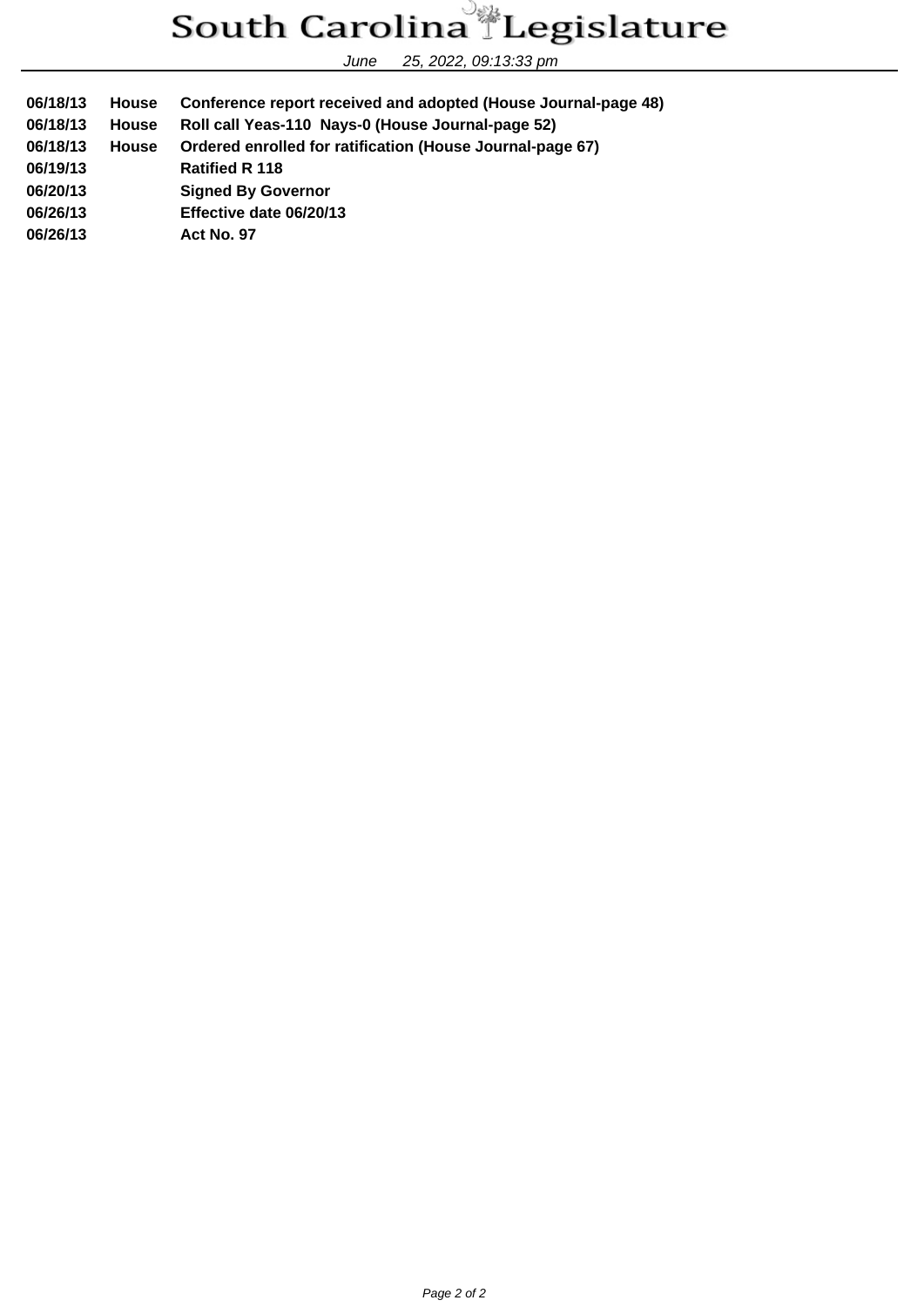| | | |
|---|---|---|
| **06/18/13** | **House** | **Conference report received and adopted (House Journal-page 48)** |
| **06/18/13** | **House** | **Roll call Yeas-110 Nays-0 (House Journal-page 52)** |
| **06/18/13** | **House** | **Ordered enrolled for ratification (House Journal-page 67)** |
| **06/19/13** | | **Ratified R 118** |
| **06/20/13** | | **Signed By Governor** |
| **06/26/13** | | **Effective date 06/20/13** |
| **06/26/13** | | **Act No. 97** |